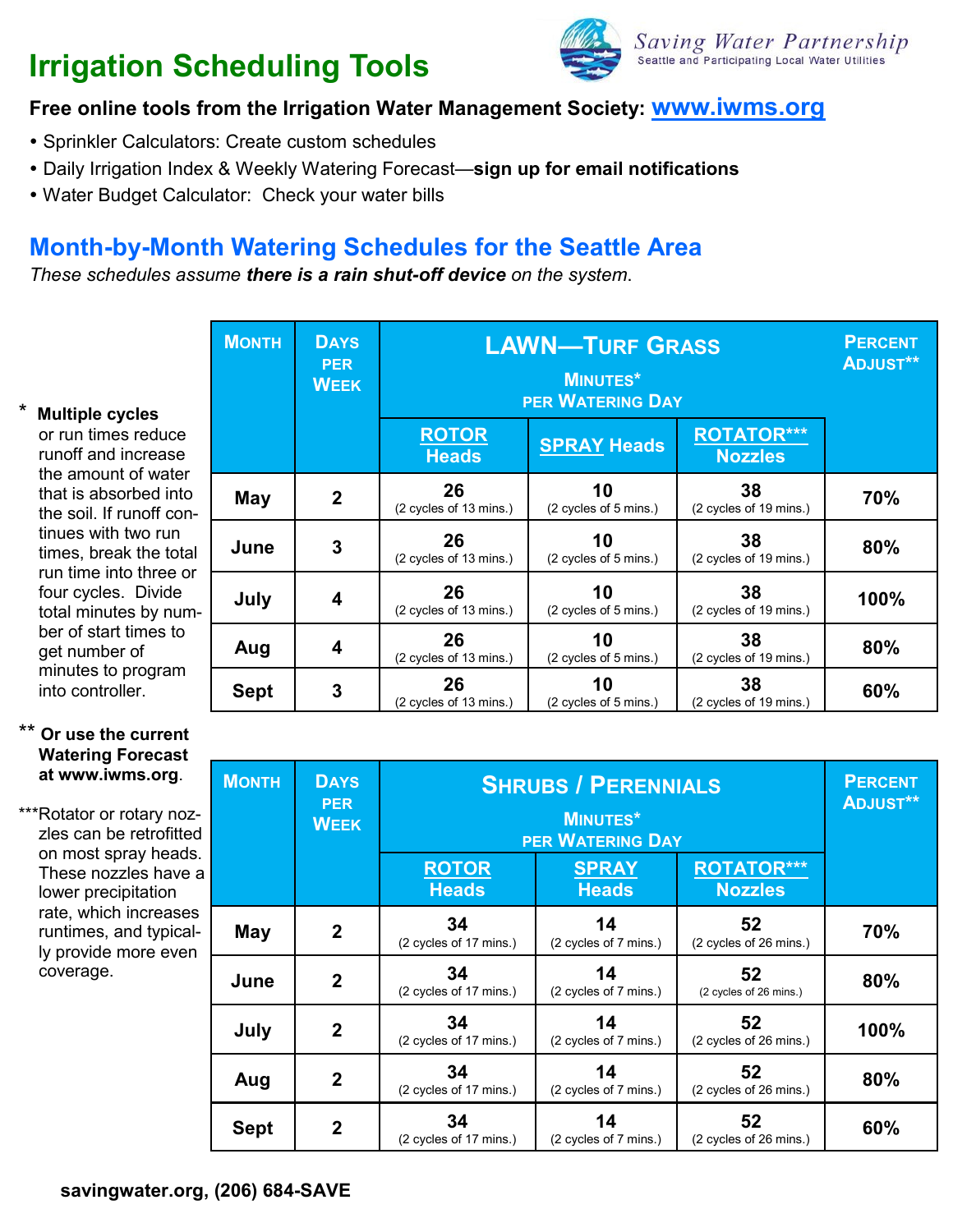# Irrigation Scheduling Tools

Saving Water Partnership
Seattle and Participating Local Water Utilities

**Free online tools from the Irrigation Water Management Society: www.iwms.org**

- Sprinkler Calculators: Create custom schedules
- Daily Irrigation Index & Weekly Watering Forecast—**sign up for email notifications**
- Water Budget Calculator: Check your water bills

## Month-by-Month Watering Schedules for the Seattle Area

*These schedules assume* ***there is a rain shut-off device*** *on the system.*

| Month | Days per Week | LAWN—Turf Grass Minutes* per Watering Day | | | Percent Adjust** |
|---|---|---|---|---|---|
| | | ROTOR Heads | SPRAY Heads | ROTATOR*** Nozzles | |
| May | 2 | 26 (2 cycles of 13 mins.) | 10 (2 cycles of 5 mins.) | 38 (2 cycles of 19 mins.) | 70% |
| June | 3 | 26 (2 cycles of 13 mins.) | 10 (2 cycles of 5 mins.) | 38 (2 cycles of 19 mins.) | 80% |
| July | 4 | 26 (2 cycles of 13 mins.) | 10 (2 cycles of 5 mins.) | 38 (2 cycles of 19 mins.) | 100% |
| Aug | 4 | 26 (2 cycles of 13 mins.) | 10 (2 cycles of 5 mins.) | 38 (2 cycles of 19 mins.) | 80% |
| Sept | 3 | 26 (2 cycles of 13 mins.) | 10 (2 cycles of 5 mins.) | 38 (2 cycles of 19 mins.) | 60% |

| Month | Days per Week | Shrubs / Perennials Minutes* per Watering Day | | | Percent Adjust** |
|---|---|---|---|---|---|
| | | ROTOR Heads | SPRAY Heads | ROTATOR*** Nozzles | |
| May | 2 | 34 (2 cycles of 17 mins.) | 14 (2 cycles of 7 mins.) | 52 (2 cycles of 26 mins.) | 70% |
| June | 2 | 34 (2 cycles of 17 mins.) | 14 (2 cycles of 7 mins.) | 52 (2 cycles of 26 mins.) | 80% |
| July | 2 | 34 (2 cycles of 17 mins.) | 14 (2 cycles of 7 mins.) | 52 (2 cycles of 26 mins.) | 100% |
| Aug | 2 | 34 (2 cycles of 17 mins.) | 14 (2 cycles of 7 mins.) | 52 (2 cycles of 26 mins.) | 80% |
| Sept | 2 | 34 (2 cycles of 17 mins.) | 14 (2 cycles of 7 mins.) | 52 (2 cycles of 26 mins.) | 60% |

\* **Multiple cycles** or run times reduce runoff and increase the amount of water that is absorbed into the soil. If runoff continues with two run times, break the total run time into three or four cycles. Divide total minutes by number of start times to get number of minutes to program into controller.

\*\* **Or use the current Watering Forecast at www.iwms.org**.

\*\*\*Rotator or rotary nozzles can be retrofitted on most spray heads. These nozzles have a lower precipitation rate, which increases runtimes, and typically provide more even coverage.

**savingwater.org, (206) 684-SAVE**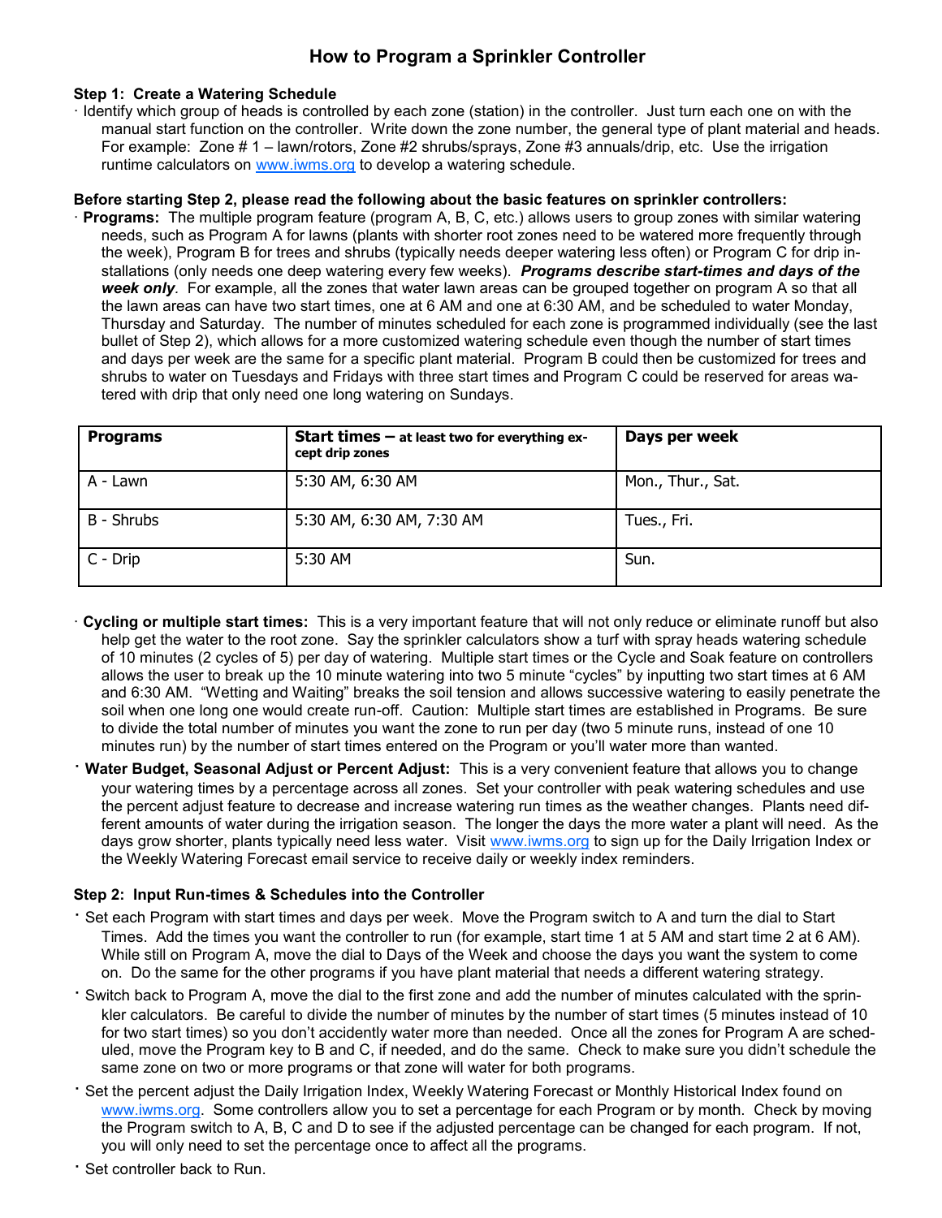# How to Program a Sprinkler Controller

**Step 1: Create a Watering Schedule**

- Identify which group of heads is controlled by each zone (station) in the controller. Just turn each one on with the manual start function on the controller. Write down the zone number, the general type of plant material and heads. For example: Zone # 1 – lawn/rotors, Zone #2 shrubs/sprays, Zone #3 annuals/drip, etc. Use the irrigation runtime calculators on www.iwms.org to develop a watering schedule.

**Before starting Step 2, please read the following about the basic features on sprinkler controllers:**

- **Programs:** The multiple program feature (program A, B, C, etc.) allows users to group zones with similar watering needs, such as Program A for lawns (plants with shorter root zones need to be watered more frequently through the week), Program B for trees and shrubs (typically needs deeper watering less often) or Program C for drip installations (only needs one deep watering every few weeks). ***Programs describe start-times and days of the week only***. For example, all the zones that water lawn areas can be grouped together on program A so that all the lawn areas can have two start times, one at 6 AM and one at 6:30 AM, and be scheduled to water Monday, Thursday and Saturday. The number of minutes scheduled for each zone is programmed individually (see the last bullet of Step 2), which allows for a more customized watering schedule even though the number of start times and days per week are the same for a specific plant material. Program B could then be customized for trees and shrubs to water on Tuesdays and Fridays with three start times and Program C could be reserved for areas watered with drip that only need one long watering on Sundays.

| Programs | Start times – at least two for everything except drip zones | Days per week |
|---|---|---|
| A - Lawn | 5:30 AM, 6:30 AM | Mon., Thur., Sat. |
| B - Shrubs | 5:30 AM, 6:30 AM, 7:30 AM | Tues., Fri. |
| C - Drip | 5:30 AM | Sun. |

- **Cycling or multiple start times:** This is a very important feature that will not only reduce or eliminate runoff but also help get the water to the root zone. Say the sprinkler calculators show a turf with spray heads watering schedule of 10 minutes (2 cycles of 5) per day of watering. Multiple start times or the Cycle and Soak feature on controllers allows the user to break up the 10 minute watering into two 5 minute "cycles" by inputting two start times at 6 AM and 6:30 AM. "Wetting and Waiting" breaks the soil tension and allows successive watering to easily penetrate the soil when one long one would create run-off. Caution: Multiple start times are established in Programs. Be sure to divide the total number of minutes you want the zone to run per day (two 5 minute runs, instead of one 10 minutes run) by the number of start times entered on the Program or you'll water more than wanted.
- **Water Budget, Seasonal Adjust or Percent Adjust:** This is a very convenient feature that allows you to change your watering times by a percentage across all zones. Set your controller with peak watering schedules and use the percent adjust feature to decrease and increase watering run times as the weather changes. Plants need different amounts of water during the irrigation season. The longer the days the more water a plant will need. As the days grow shorter, plants typically need less water. Visit www.iwms.org to sign up for the Daily Irrigation Index or the Weekly Watering Forecast email service to receive daily or weekly index reminders.

**Step 2: Input Run-times & Schedules into the Controller**

- Set each Program with start times and days per week. Move the Program switch to A and turn the dial to Start Times. Add the times you want the controller to run (for example, start time 1 at 5 AM and start time 2 at 6 AM). While still on Program A, move the dial to Days of the Week and choose the days you want the system to come on. Do the same for the other programs if you have plant material that needs a different watering strategy.
- Switch back to Program A, move the dial to the first zone and add the number of minutes calculated with the sprinkler calculators. Be careful to divide the number of minutes by the number of start times (5 minutes instead of 10 for two start times) so you don't accidently water more than needed. Once all the zones for Program A are scheduled, move the Program key to B and C, if needed, and do the same. Check to make sure you didn't schedule the same zone on two or more programs or that zone will water for both programs.
- Set the percent adjust the Daily Irrigation Index, Weekly Watering Forecast or Monthly Historical Index found on www.iwms.org. Some controllers allow you to set a percentage for each Program or by month. Check by moving the Program switch to A, B, C and D to see if the adjusted percentage can be changed for each program. If not, you will only need to set the percentage once to affect all the programs.
- Set controller back to Run.